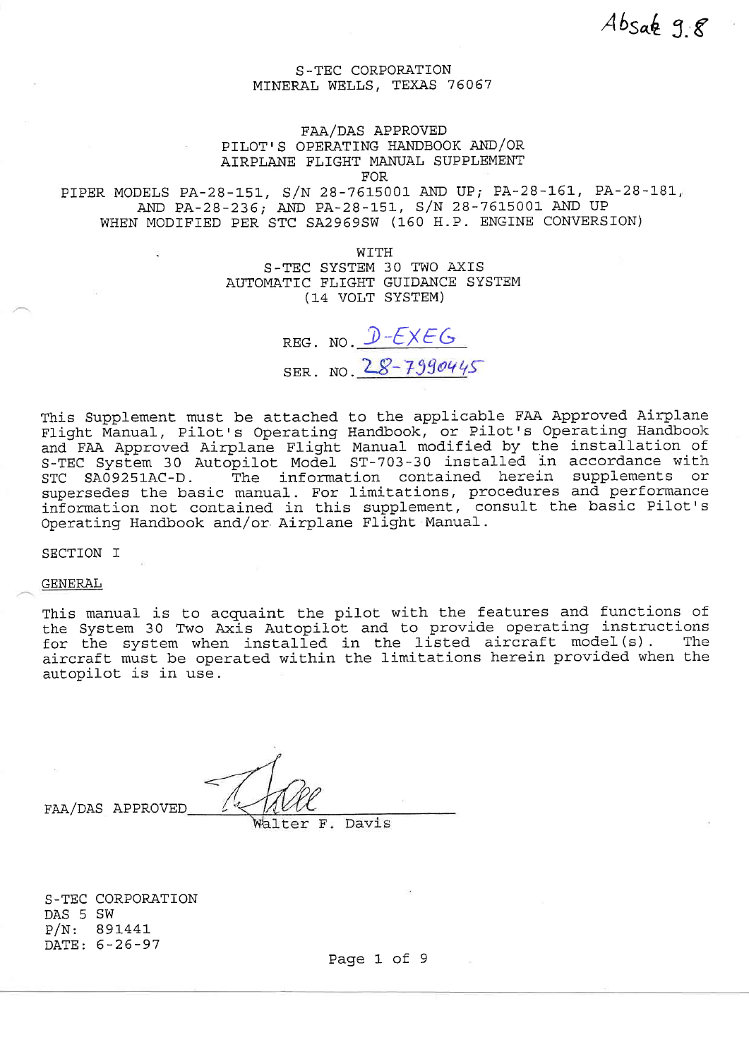Absak 9.8

S-TEC CORPORATION
MINERAL WELLS, TEXAS 76067

FAA/DAS APPROVED
PILOT'S OPERATING HANDBOOK AND/OR
AIRPLANE FLIGHT MANUAL SUPPLEMENT
FOR
PIPER MODELS PA-28-151, S/N 28-7615001 AND UP; PA-28-161, PA-28-181, AND PA-28-236; AND PA-28-151, S/N 28-7615001 AND UP
WHEN MODIFIED PER STC SA2969SW (160 H.P. ENGINE CONVERSION)

WITH
S-TEC SYSTEM 30 TWO AXIS
AUTOMATIC FLIGHT GUIDANCE SYSTEM
(14 VOLT SYSTEM)

REG. NO. D-EXEG

SER. NO. 28-7990445

This Supplement must be attached to the applicable FAA Approved Airplane Flight Manual, Pilot's Operating Handbook, or Pilot's Operating Handbook and FAA Approved Airplane Flight Manual modified by the installation of S-TEC System 30 Autopilot Model ST-703-30 installed in accordance with STC SA09251AC-D. The information contained herein supplements or supersedes the basic manual. For limitations, procedures and performance information not contained in this supplement, consult the basic Pilot's Operating Handbook and/or Airplane Flight Manual.

SECTION I

GENERAL

This manual is to acquaint the pilot with the features and functions of the System 30 Two Axis Autopilot and to provide operating instructions for the system when installed in the listed aircraft model(s). The aircraft must be operated within the limitations herein provided when the autopilot is in use.

FAA/DAS APPROVED ______________
Walter F. Davis

S-TEC CORPORATION
DAS 5 SW
P/N: 891441
DATE: 6-26-97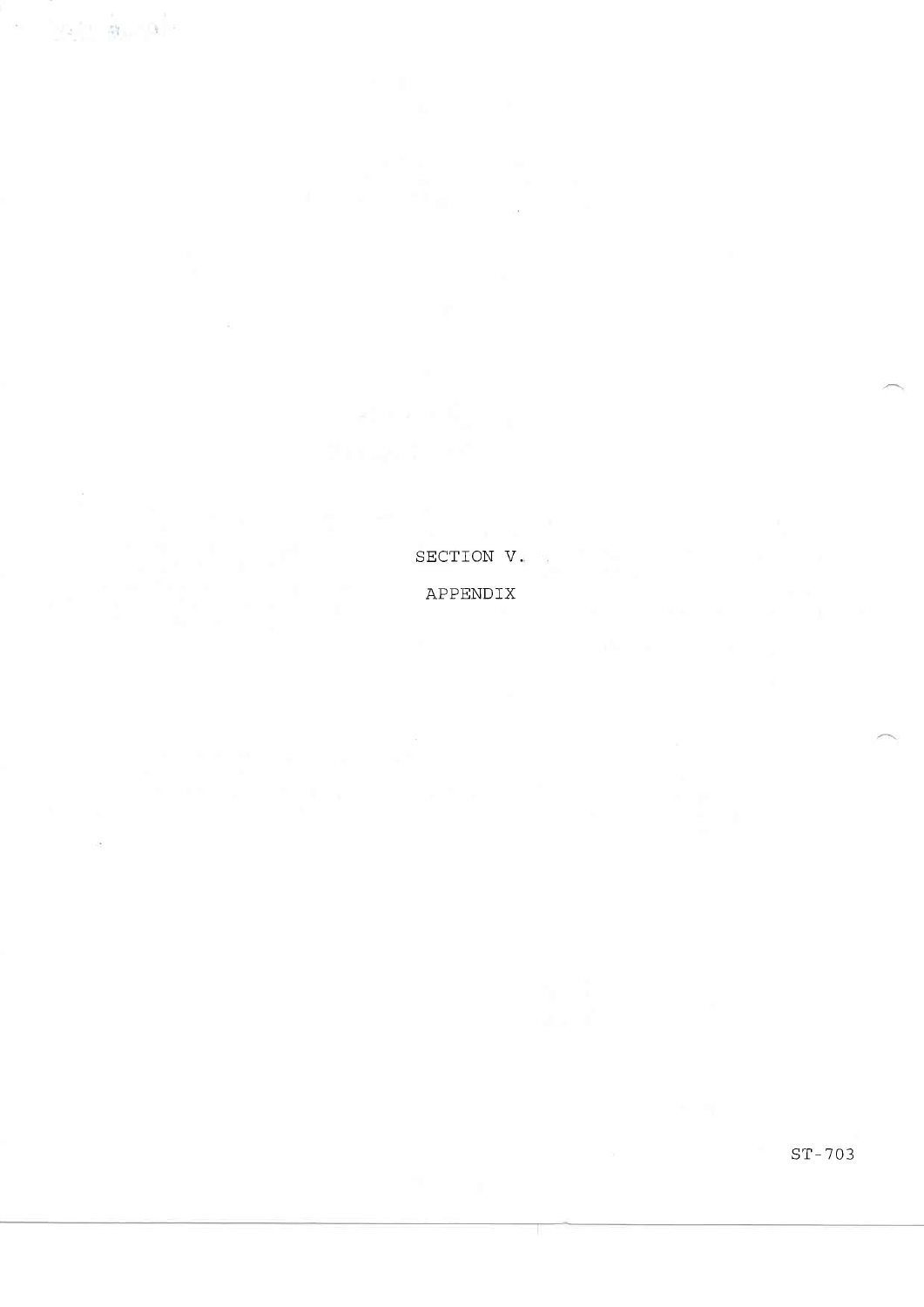# SECTION V.

## APPENDIX

ST-703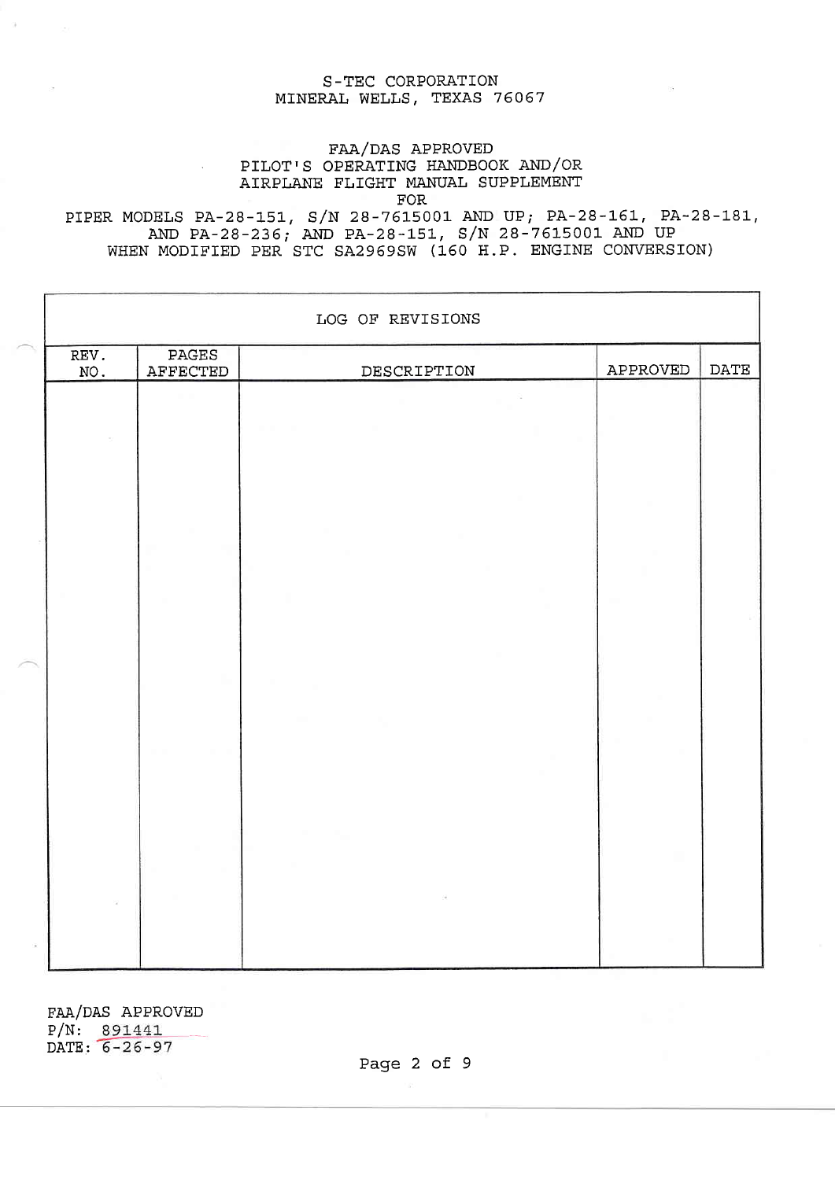S-TEC CORPORATION
MINERAL WELLS, TEXAS 76067

FAA/DAS APPROVED
PILOT'S OPERATING HANDBOOK AND/OR
AIRPLANE FLIGHT MANUAL SUPPLEMENT
FOR
PIPER MODELS PA-28-151, S/N 28-7615001 AND UP; PA-28-161, PA-28-181,
AND PA-28-236; AND PA-28-151, S/N 28-7615001 AND UP
WHEN MODIFIED PER STC SA2969SW (160 H.P. ENGINE CONVERSION)

| LOG OF REVISIONS | | | | |
|---|---|---|---|---|
| REV. NO. | PAGES AFFECTED | DESCRIPTION | APPROVED | DATE |
| | | | | |

FAA/DAS APPROVED
P/N: 891441
DATE: 6-26-97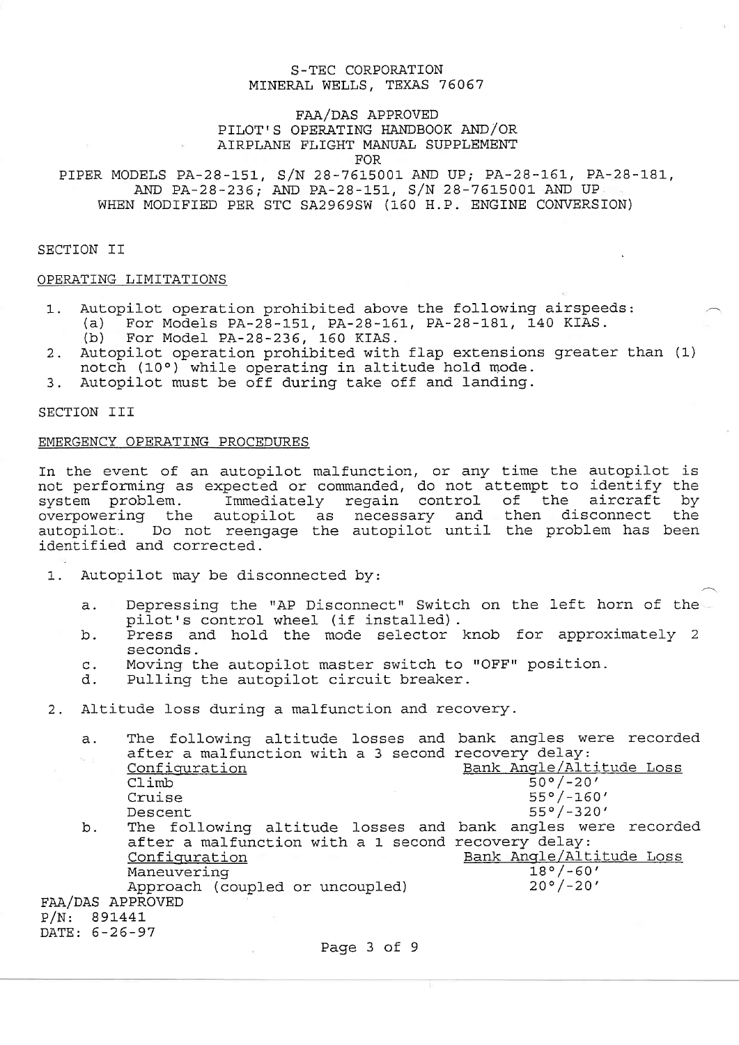S-TEC CORPORATION
MINERAL WELLS, TEXAS 76067

FAA/DAS APPROVED
PILOT'S OPERATING HANDBOOK AND/OR
AIRPLANE FLIGHT MANUAL SUPPLEMENT
FOR
PIPER MODELS PA-28-151, S/N 28-7615001 AND UP; PA-28-161, PA-28-181, AND PA-28-236; AND PA-28-151, S/N 28-7615001 AND UP WHEN MODIFIED PER STC SA2969SW (160 H.P. ENGINE CONVERSION)

## SECTION II

### OPERATING LIMITATIONS

1. Autopilot operation prohibited above the following airspeeds:
   (a) For Models PA-28-151, PA-28-161, PA-28-181, 140 KIAS.
   (b) For Model PA-28-236, 160 KIAS.
2. Autopilot operation prohibited with flap extensions greater than (1) notch (10°) while operating in altitude hold mode.
3. Autopilot must be off during take off and landing.

## SECTION III

### EMERGENCY OPERATING PROCEDURES

In the event of an autopilot malfunction, or any time the autopilot is not performing as expected or commanded, do not attempt to identify the system problem. Immediately regain control of the aircraft by overpowering the autopilot as necessary and then disconnect the autopilot. Do not reengage the autopilot until the problem has been identified and corrected.

1. Autopilot may be disconnected by:

   a. Depressing the "AP Disconnect" Switch on the left horn of the pilot's control wheel (if installed).
   b. Press and hold the mode selector knob for approximately 2 seconds.
   c. Moving the autopilot master switch to "OFF" position.
   d. Pulling the autopilot circuit breaker.

2. Altitude loss during a malfunction and recovery.

   a. The following altitude losses and bank angles were recorded after a malfunction with a 3 second recovery delay:

| Configuration | Bank Angle/Altitude Loss |
|---|---|
| Climb | 50°/-20' |
| Cruise | 55°/-160' |
| Descent | 55°/-320' |

   b. The following altitude losses and bank angles were recorded after a malfunction with a 1 second recovery delay:

| Configuration | Bank Angle/Altitude Loss |
|---|---|
| Maneuvering | 18°/-60' |
| Approach (coupled or uncoupled) | 20°/-20' |

FAA/DAS APPROVED
P/N: 891441
DATE: 6-26-97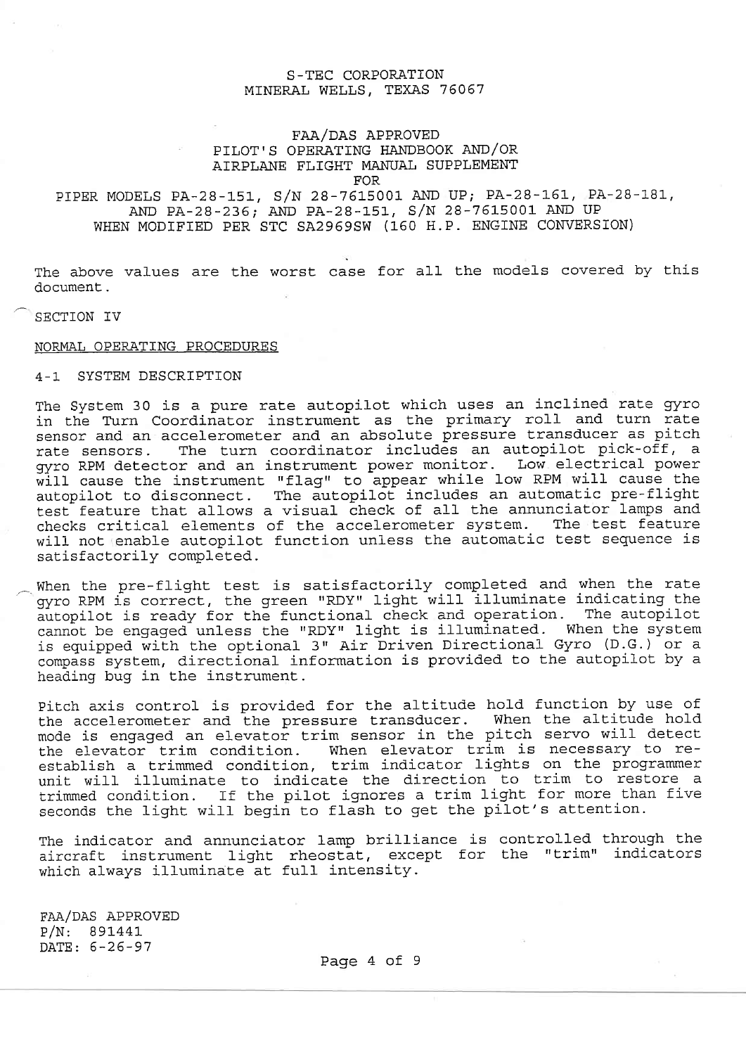The above values are the worst case for all the models covered by this document.

## SECTION IV

### NORMAL OPERATING PROCEDURES

#### 4-1 SYSTEM DESCRIPTION

The System 30 is a pure rate autopilot which uses an inclined rate gyro in the Turn Coordinator instrument as the primary roll and turn rate sensor and an accelerometer and an absolute pressure transducer as pitch rate sensors. The turn coordinator includes an autopilot pick-off, a gyro RPM detector and an instrument power monitor. Low electrical power will cause the instrument "flag" to appear while low RPM will cause the autopilot to disconnect. The autopilot includes an automatic pre-flight test feature that allows a visual check of all the annunciator lamps and checks critical elements of the accelerometer system. The test feature will not enable autopilot function unless the automatic test sequence is satisfactorily completed.

When the pre-flight test is satisfactorily completed and when the rate gyro RPM is correct, the green "RDY" light will illuminate indicating the autopilot is ready for the functional check and operation. The autopilot cannot be engaged unless the "RDY" light is illuminated. When the system is equipped with the optional 3" Air Driven Directional Gyro (D.G.) or a compass system, directional information is provided to the autopilot by a heading bug in the instrument.

Pitch axis control is provided for the altitude hold function by use of the accelerometer and the pressure transducer. When the altitude hold mode is engaged an elevator trim sensor in the pitch servo will detect the elevator trim condition. When elevator trim is necessary to re-establish a trimmed condition, trim indicator lights on the programmer unit will illuminate to indicate the direction to trim to restore a trimmed condition. If the pilot ignores a trim light for more than five seconds the light will begin to flash to get the pilot's attention.

The indicator and annunciator lamp brilliance is controlled through the aircraft instrument light rheostat, except for the "trim" indicators which always illuminate at full intensity.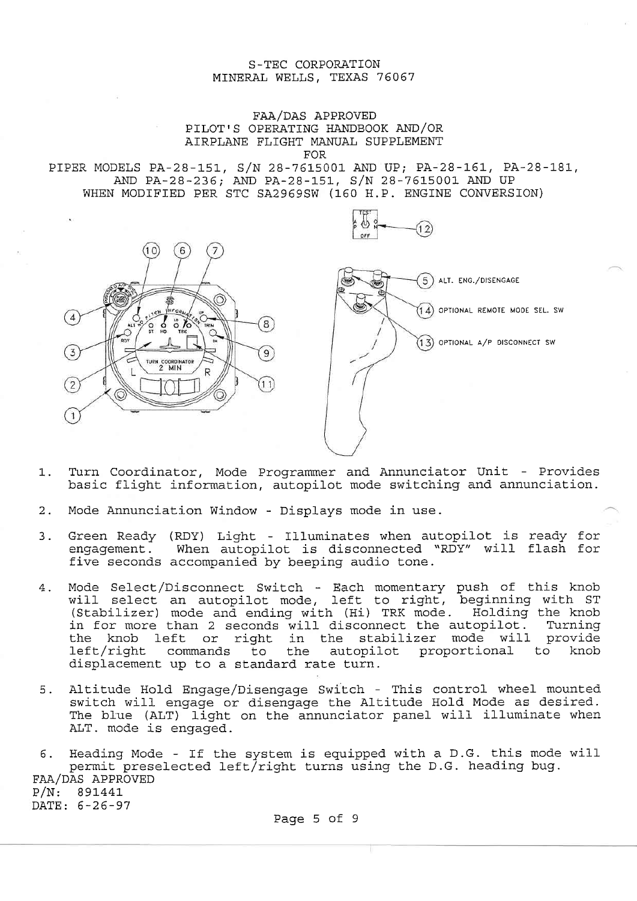S-TEC CORPORATION
MINERAL WELLS, TEXAS 76067

FAA/DAS APPROVED
PILOT'S OPERATING HANDBOOK AND/OR
AIRPLANE FLIGHT MANUAL SUPPLEMENT
FOR
PIPER MODELS PA-28-151, S/N 28-7615001 AND UP; PA-28-161, PA-28-181, AND PA-28-236; AND PA-28-151, S/N 28-7615001 AND UP WHEN MODIFIED PER STC SA2969SW (160 H.P. ENGINE CONVERSION)

(5) ALT. ENG./DISENGAGE

(14) OPTIONAL REMOTE MODE SEL. SW

(13) OPTIONAL A/P DISCONNECT SW

1. Turn Coordinator, Mode Programmer and Annunciator Unit - Provides basic flight information, autopilot mode switching and annunciation.

2. Mode Annunciation Window - Displays mode in use.

3. Green Ready (RDY) Light - Illuminates when autopilot is ready for engagement. When autopilot is disconnected "RDY" will flash for five seconds accompanied by beeping audio tone.

4. Mode Select/Disconnect Switch - Each momentary push of this knob will select an autopilot mode, left to right, beginning with ST (Stabilizer) mode and ending with (Hi) TRK mode. Holding the knob in for more than 2 seconds will disconnect the autopilot. Turning the knob left or right in the stabilizer mode will provide left/right commands to the autopilot proportional to knob displacement up to a standard rate turn.

5. Altitude Hold Engage/Disengage Switch - This control wheel mounted switch will engage or disengage the Altitude Hold Mode as desired. The blue (ALT) light on the annunciator panel will illuminate when ALT. mode is engaged.

6. Heading Mode - If the system is equipped with a D.G. this mode will permit preselected left/right turns using the D.G. heading bug.

FAA/DAS APPROVED
P/N: 891441
DATE: 6-26-97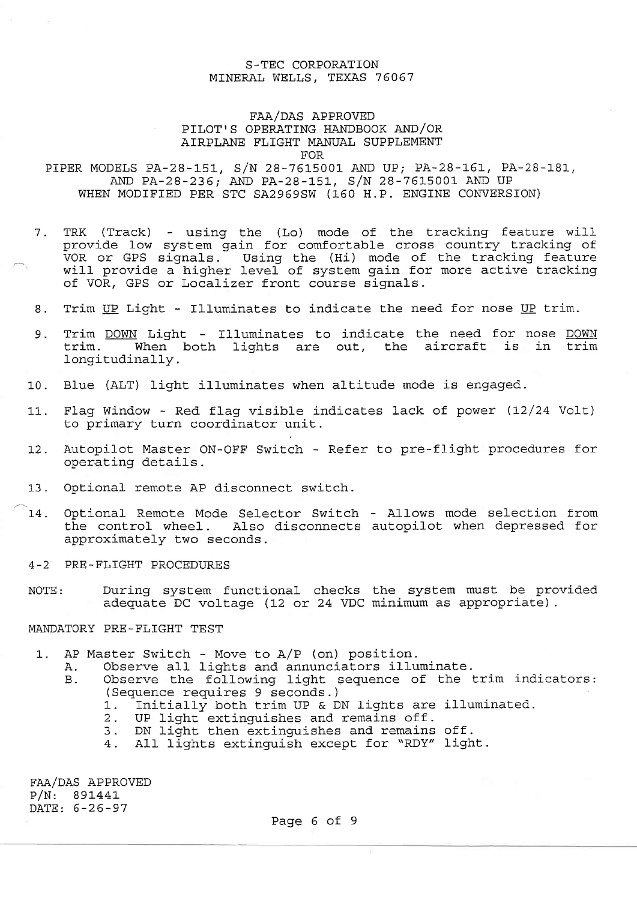7. TRK (Track) - using the (Lo) mode of the tracking feature will provide low system gain for comfortable cross country tracking of VOR or GPS signals. Using the (Hi) mode of the tracking feature will provide a higher level of system gain for more active tracking of VOR, GPS or Localizer front course signals.

8. Trim UP Light - Illuminates to indicate the need for nose UP trim.

9. Trim DOWN Light - Illuminates to indicate the need for nose DOWN trim. When both lights are out, the aircraft is in trim longitudinally.

10. Blue (ALT) light illuminates when altitude mode is engaged.

11. Flag Window - Red flag visible indicates lack of power (12/24 Volt) to primary turn coordinator unit.

12. Autopilot Master ON-OFF Switch - Refer to pre-flight procedures for operating details.

13. Optional remote AP disconnect switch.

14. Optional Remote Mode Selector Switch - Allows mode selection from the control wheel. Also disconnects autopilot when depressed for approximately two seconds.

## 4-2 PRE-FLIGHT PROCEDURES

NOTE: During system functional checks the system must be provided adequate DC voltage (12 or 24 VDC minimum as appropriate).

### MANDATORY PRE-FLIGHT TEST

1. AP Master Switch - Move to A/P (on) position.
   - A. Observe all lights and annunciators illuminate.
   - B. Observe the following light sequence of the trim indicators: (Sequence requires 9 seconds.)
     1. Initially both trim UP & DN lights are illuminated.
     2. UP light extinguishes and remains off.
     3. DN light then extinguishes and remains off.
     4. All lights extinguish except for "RDY" light.

FAA/DAS APPROVED
P/N: 891441
DATE: 6-26-97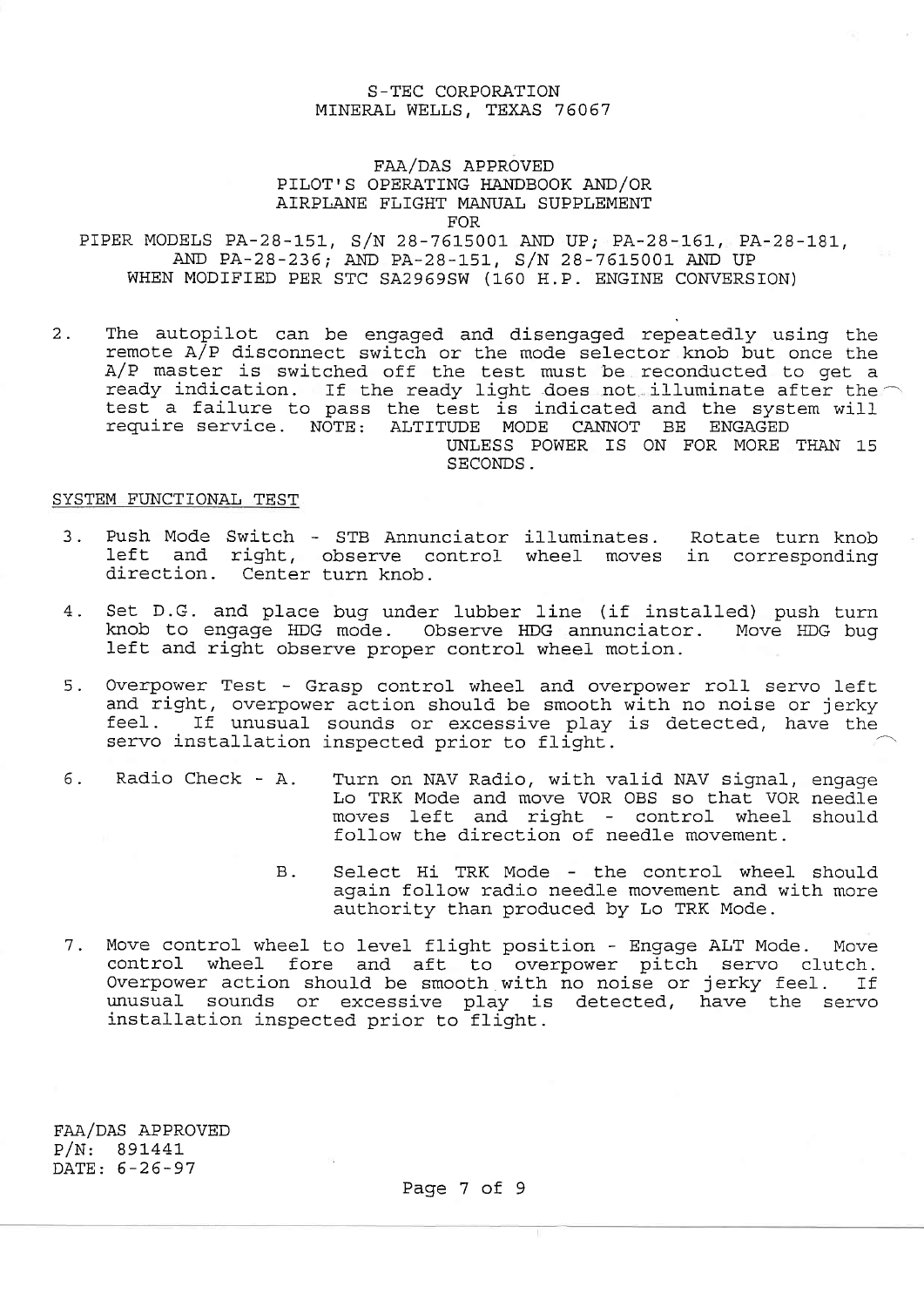2. The autopilot can be engaged and disengaged repeatedly using the remote A/P disconnect switch or the mode selector knob but once the A/P master is switched off the test must be reconducted to get a ready indication. If the ready light does not illuminate after the test a failure to pass the test is indicated and the system will require service. NOTE: ALTITUDE MODE CANNOT BE ENGAGED UNLESS POWER IS ON FOR MORE THAN 15 SECONDS.

## SYSTEM FUNCTIONAL TEST

3. Push Mode Switch - STB Annunciator illuminates. Rotate turn knob left and right, observe control wheel moves in corresponding direction. Center turn knob.

4. Set D.G. and place bug under lubber line (if installed) push turn knob to engage HDG mode. Observe HDG annunciator. Move HDG bug left and right observe proper control wheel motion.

5. Overpower Test - Grasp control wheel and overpower roll servo left and right, overpower action should be smooth with no noise or jerky feel. If unusual sounds or excessive play is detected, have the servo installation inspected prior to flight.

6. Radio Check -
   - A. Turn on NAV Radio, with valid NAV signal, engage Lo TRK Mode and move VOR OBS so that VOR needle moves left and right - control wheel should follow the direction of needle movement.
   - B. Select Hi TRK Mode - the control wheel should again follow radio needle movement and with more authority than produced by Lo TRK Mode.

7. Move control wheel to level flight position - Engage ALT Mode. Move control wheel fore and aft to overpower pitch servo clutch. Overpower action should be smooth with no noise or jerky feel. If unusual sounds or excessive play is detected, have the servo installation inspected prior to flight.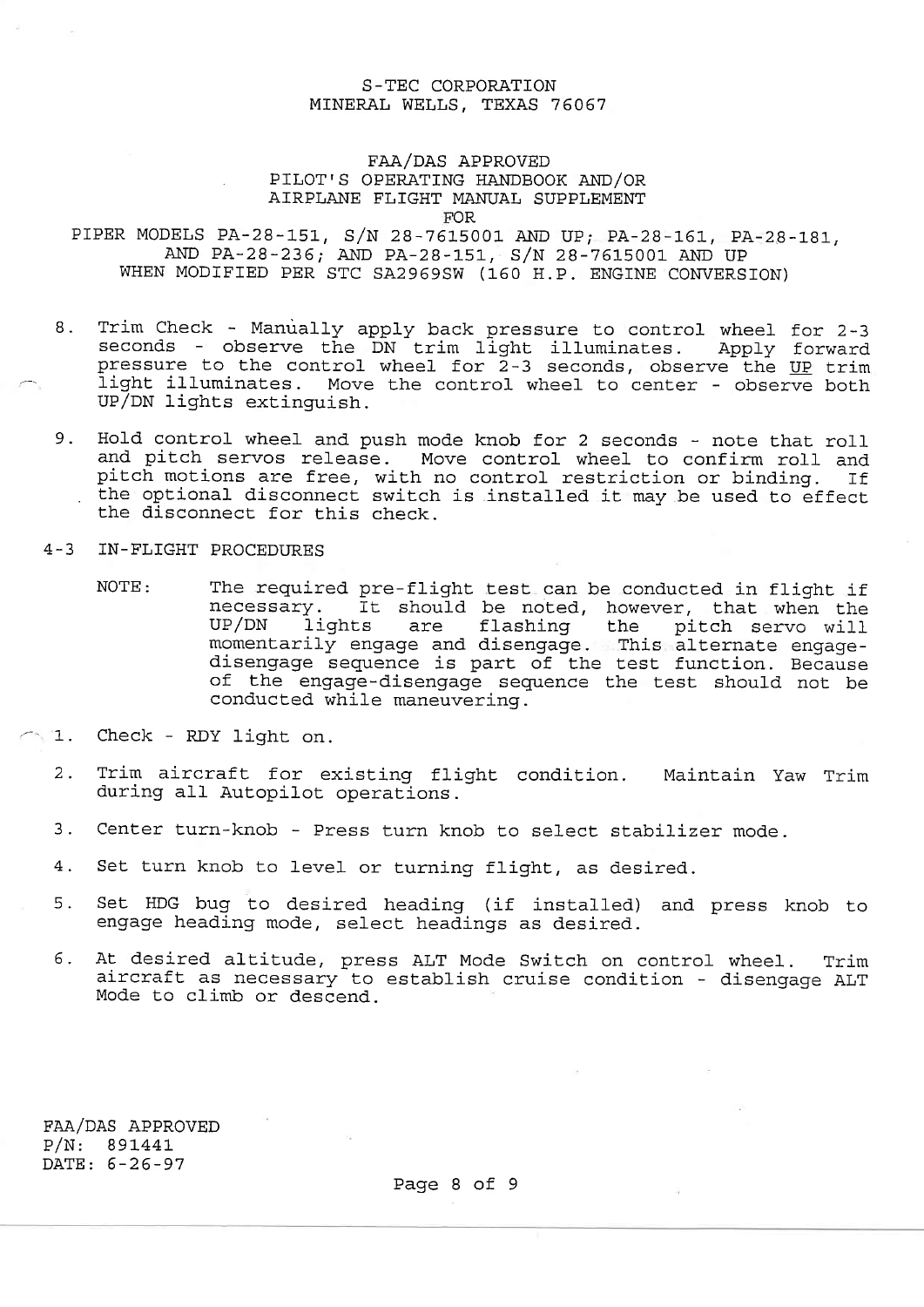8. Trim Check - Manually apply back pressure to control wheel for 2-3 seconds - observe the DN trim light illuminates. Apply forward pressure to the control wheel for 2-3 seconds, observe the UP trim light illuminates. Move the control wheel to center - observe both UP/DN lights extinguish.

9. Hold control wheel and push mode knob for 2 seconds - note that roll and pitch servos release. Move control wheel to confirm roll and pitch motions are free, with no control restriction or binding. If the optional disconnect switch is installed it may be used to effect the disconnect for this check.

## 4-3 IN-FLIGHT PROCEDURES

NOTE: The required pre-flight test can be conducted in flight if necessary. It should be noted, however, that when the UP/DN lights are flashing the pitch servo will momentarily engage and disengage. This alternate engage-disengage sequence is part of the test function. Because of the engage-disengage sequence the test should not be conducted while maneuvering.

1. Check - RDY light on.

2. Trim aircraft for existing flight condition. Maintain Yaw Trim during all Autopilot operations.

3. Center turn-knob - Press turn knob to select stabilizer mode.

4. Set turn knob to level or turning flight, as desired.

5. Set HDG bug to desired heading (if installed) and press knob to engage heading mode, select headings as desired.

6. At desired altitude, press ALT Mode Switch on control wheel. Trim aircraft as necessary to establish cruise condition - disengage ALT Mode to climb or descend.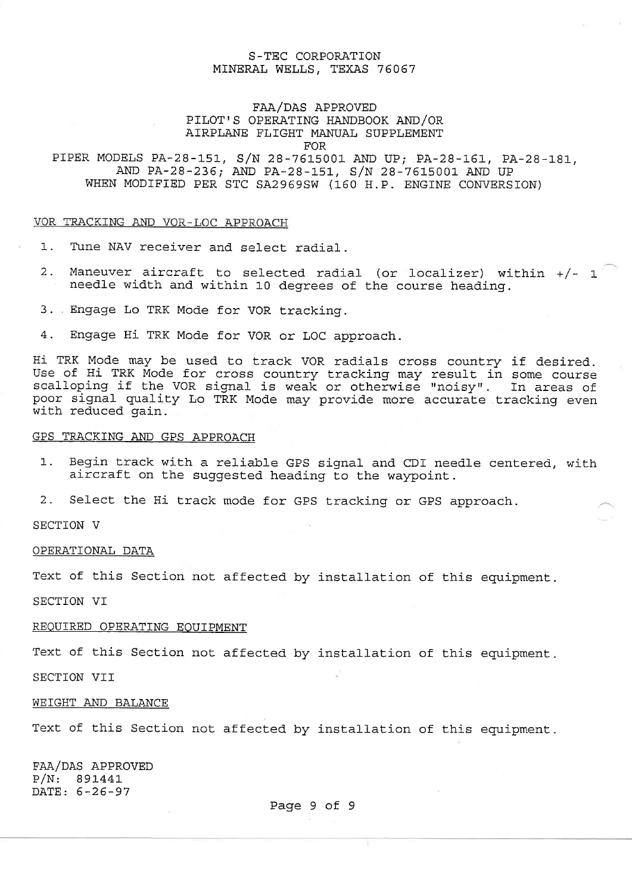VOR TRACKING AND VOR-LOC APPROACH

1. Tune NAV receiver and select radial.
2. Maneuver aircraft to selected radial (or localizer) within +/- 1 needle width and within 10 degrees of the course heading.
3. Engage Lo TRK Mode for VOR tracking.
4. Engage Hi TRK Mode for VOR or LOC approach.

Hi TRK Mode may be used to track VOR radials cross country if desired. Use of Hi TRK Mode for cross country tracking may result in some course scalloping if the VOR signal is weak or otherwise "noisy". In areas of poor signal quality Lo TRK Mode may provide more accurate tracking even with reduced gain.

GPS TRACKING AND GPS APPROACH

1. Begin track with a reliable GPS signal and CDI needle centered, with aircraft on the suggested heading to the waypoint.
2. Select the Hi track mode for GPS tracking or GPS approach.

## SECTION V

### OPERATIONAL DATA

Text of this Section not affected by installation of this equipment.

## SECTION VI

### REQUIRED OPERATING EQUIPMENT

Text of this Section not affected by installation of this equipment.

## SECTION VII

### WEIGHT AND BALANCE

Text of this Section not affected by installation of this equipment.